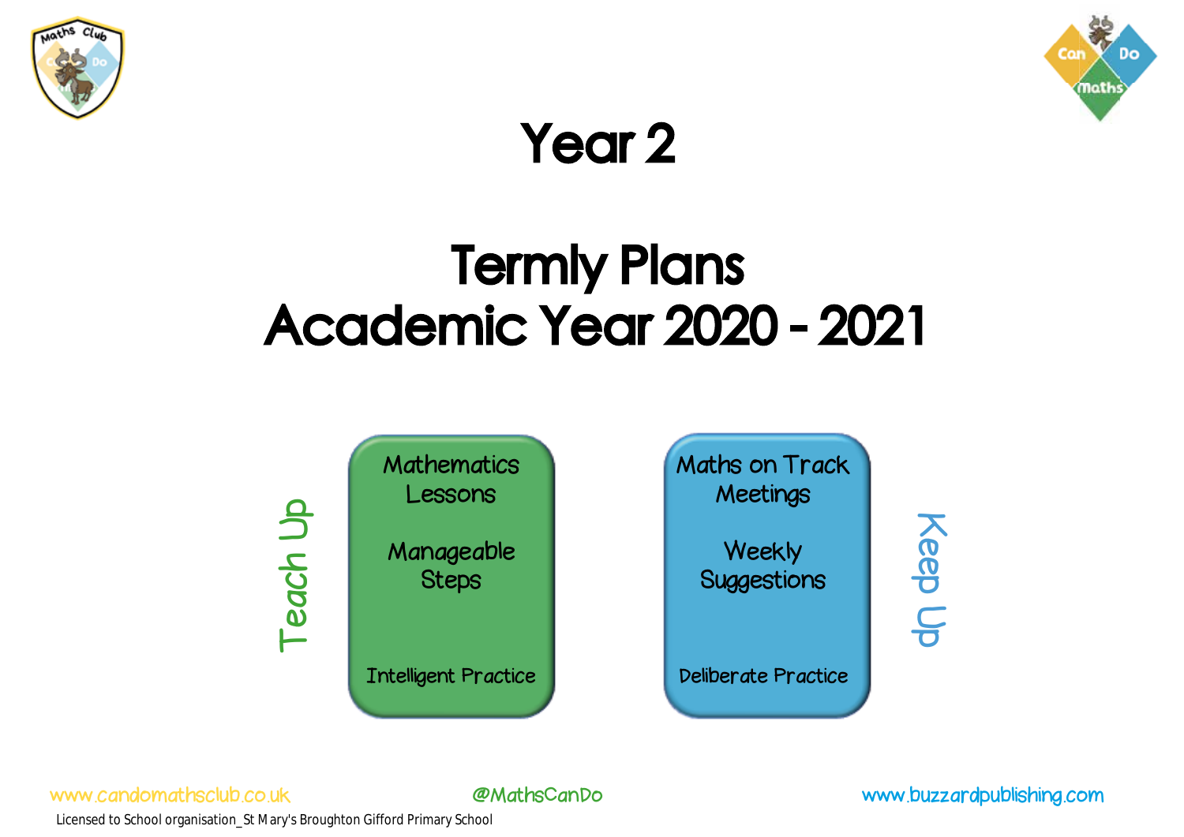# Year 2

# Termly Plans
# Academic Year 2020 - 2021

Teach Up

**Mathematics Lessons**

Manageable Steps

Intelligent Practice

**Maths on Track Meetings**

Weekly Suggestions

Deliberate Practice

Keep Up

www.candomathsclub.co.uk @MathsCanDo www.buzzardpublishing.com

Licensed to School organisation_St Mary's Broughton Gifford Primary School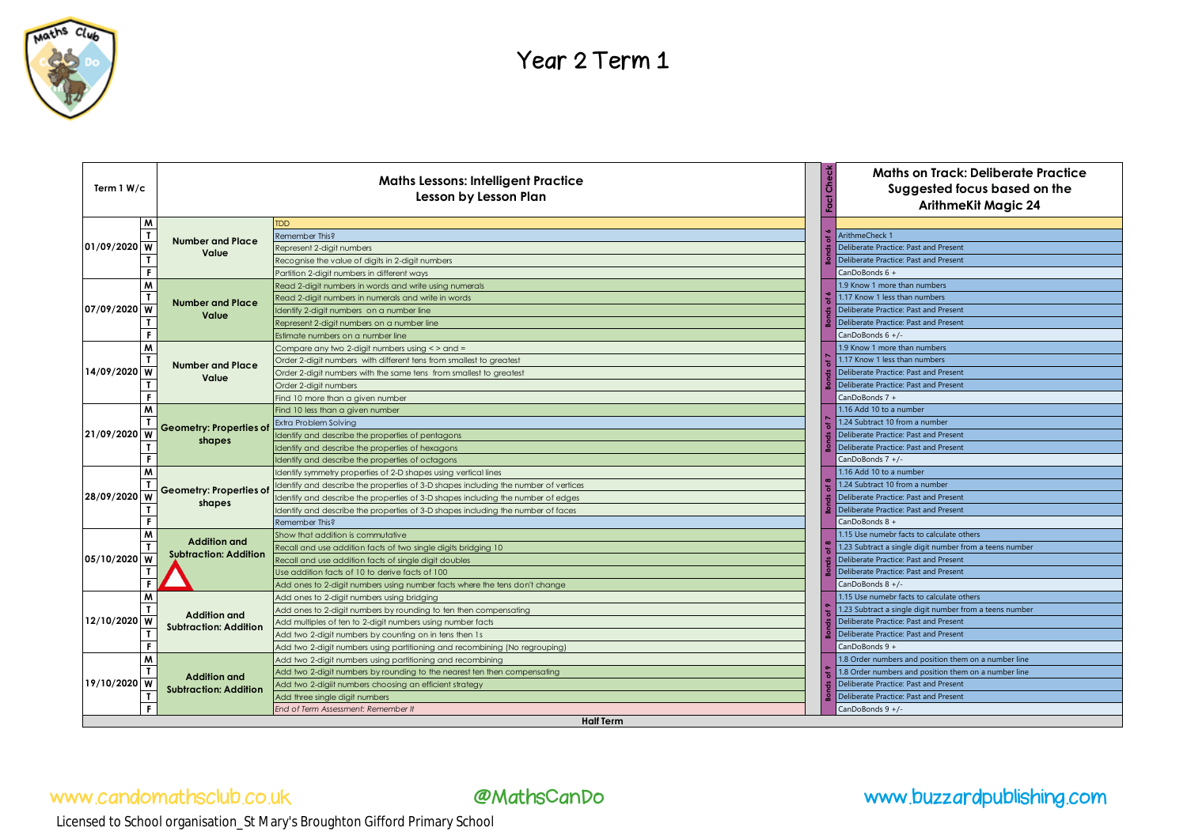# Year 2 Term 1

| Term 1 W/c | | Maths Lessons: Intelligent Practice Lesson by Lesson Plan | | Fact Check | Maths on Track: Deliberate Practice Suggested focus based on the ArithmeKit Magic 24 |
|---|---|---|---|---|---|
| 01/09/2020 | M | Number and Place Value | TDD | | |
| | T | | Remember This? | Bonds of 6 | ArithmeCheck 1 |
| | W | | Represent 2-digit numbers | | Deliberate Practice: Past and Present |
| | T | | Recognise the value of digits in 2-digit numbers | | Deliberate Practice: Past and Present |
| | F | | Partition 2-digit numbers in different ways | | CanDoBonds 6 + |
| 07/09/2020 | M | Number and Place Value | Read 2-digit numbers in words and write using numerals | Bonds of 6 | 1.9 Know 1 more than numbers |
| | T | | Read 2-digit numbers in numerals and write in words | | 1.17 Know 1 less than numbers |
| | W | | Identify 2-digit numbers on a number line | | Deliberate Practice: Past and Present |
| | T | | Represent 2-digit numbers on a number line | | Deliberate Practice: Past and Present |
| | F | | Estimate numbers on a number line | | CanDoBonds 6 +/- |
| 14/09/2020 | M | Number and Place Value | Compare any two 2-digit numbers using < > and = | Bonds of 7 | 1.9 Know 1 more than numbers |
| | T | | Order 2-digit numbers with different tens from smallest to greatest | | 1.17 Know 1 less than numbers |
| | W | | Order 2-digit numbers with the same tens from smallest to greatest | | Deliberate Practice: Past and Present |
| | T | | Order 2-digit numbers | | Deliberate Practice: Past and Present |
| | F | | Find 10 more than a given number | | CanDoBonds 7 + |
| 21/09/2020 | M | Geometry: Properties of shapes | Find 10 less than a given number | Bonds of 7 | 1.16 Add 10 to a number |
| | T | | Extra Problem Solving | | 1.24 Subtract 10 from a number |
| | W | | Identify and describe the properties of pentagons | | Deliberate Practice: Past and Present |
| | T | | Identify and describe the properties of hexagons | | Deliberate Practice: Past and Present |
| | F | | Identify and describe the properties of octagons | | CanDoBonds 7 +/- |
| 28/09/2020 | M | Geometry: Properties of shapes | Identify symmetry properties of 2-D shapes using vertical lines | Bonds of 8 | 1.16 Add 10 to a number |
| | T | | Identify and describe the properties of 3-D shapes including the number of vertices | | 1.24 Subtract 10 from a number |
| | W | | Identify and describe the properties of 3-D shapes including the number of edges | | Deliberate Practice: Past and Present |
| | T | | Identify and describe the properties of 3-D shapes including the number of faces | | Deliberate Practice: Past and Present |
| | F | | Remember This? | | CanDoBonds 8 + |
| 05/10/2020 | M | Addition and Subtraction: Addition | Show that addition is commutative | Bonds of 8 | 1.15 Use numebr facts to calculate others |
| | T | | Recall and use addition facts of two single digits bridging 10 | | 1.23 Subtract a single digit number from a teens number |
| | W | | Recall and use addition facts of single digit doubles | | Deliberate Practice: Past and Present |
| | T | | Use addition facts of 10 to derive facts of 100 | | Deliberate Practice: Past and Present |
| | F | | Add ones to 2-digit numbers using number facts where the tens don't change | | CanDoBonds 8 +/- |
| 12/10/2020 | M | Addition and Subtraction: Addition | Add ones to 2-digit numbers using bridging | Bonds of 9 | 1.15 Use numebr facts to calculate others |
| | T | | Add ones to 2-digit numbers by rounding to ten then compensating | | 1.23 Subtract a single digit number from a teens number |
| | W | | Add multiples of ten to 2-digit numbers using number facts | | Deliberate Practice: Past and Present |
| | T | | Add two 2-digit numbers by counting on in tens then 1s | | Deliberate Practice: Past and Present |
| | F | | Add two 2-digit numbers using partitioning and recombining (No regrouping) | | CanDoBonds 9 + |
| 19/10/2020 | M | Addition and Subtraction: Addition | Add two 2-digit numbers using partitioning and recombining | Bonds of 9 | 1.8 Order numbers and position them on a number line |
| | T | | Add two 2-digit numbers by rounding to the nearest ten then compensating | | 1.8 Order numbers and position them on a number line |
| | W | | Add two 2-digit numbers choosing an efficient strategy | | Deliberate Practice: Past and Present |
| | T | | Add three single digit numbers | | Deliberate Practice: Past and Present |
| | F | | *End of Term Assessment: Remember It* | | CanDoBonds 9 +/- |
| **Half Term** | | | | | |

www.candomathsclub.co.uk @MathsCanDo www.buzzardpublishing.com

Licensed to School organisation_St Mary's Broughton Gifford Primary School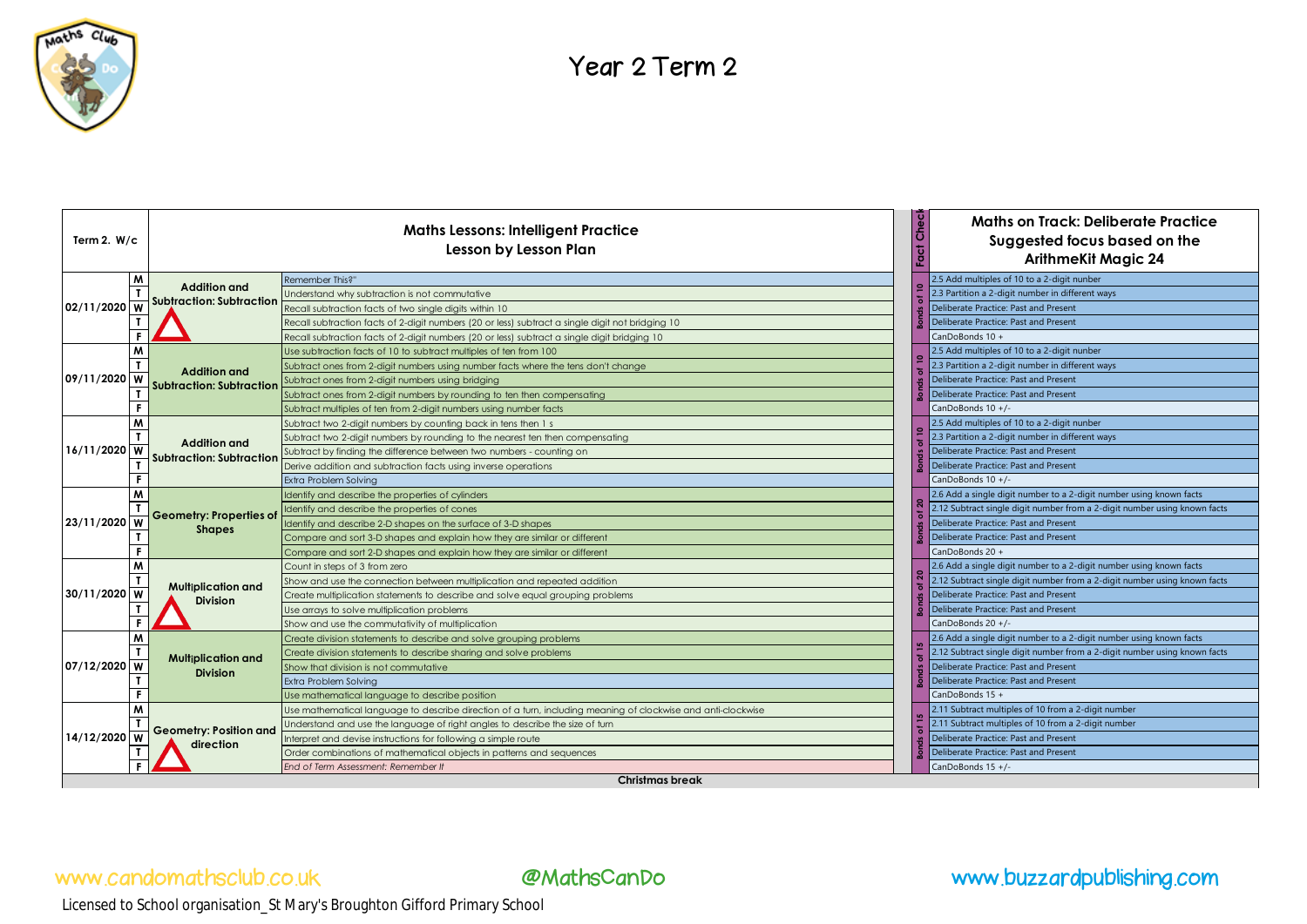# Year 2 Term 2

| Term 2. W/c | | Maths Lessons: Intelligent Practice Lesson by Lesson Plan | | Fact Check | Maths on Track: Deliberate Practice Suggested focus based on the ArithmeKit Magic 24 |
|---|---|---|---|---|---|
| 02/11/2020 | M | Addition and Subtraction: Subtraction | Remember This?" | Bonds of 10 | 2.5 Add multiples of 10 to a 2-digit number |
| | T | | Understand why subtraction is not commutative | | 2.3 Partition a 2-digit number in different ways |
| | W | | Recall subtraction facts of two single digits within 10 | | Deliberate Practice: Past and Present |
| | T | | Recall subtraction facts of 2-digit numbers (20 or less) subtract a single digit not bridging 10 | | Deliberate Practice: Past and Present |
| | F | | Recall subtraction facts of 2-digit numbers (20 or less) subtract a single digit bridging 10 | | CanDoBonds 10 + |
| 09/11/2020 | M | Addition and Subtraction: Subtraction | Use subtraction facts of 10 to subtract multiples of ten from 100 | Bonds of 10 | 2.5 Add multiples of 10 to a 2-digit number |
| | T | | Subtract ones from 2-digit numbers using number facts where the tens don't change | | 2.3 Partition a 2-digit number in different ways |
| | W | | Subtract ones from 2-digit numbers using bridging | | Deliberate Practice: Past and Present |
| | T | | Subtract ones from 2-digit numbers by rounding to ten then compensating | | Deliberate Practice: Past and Present |
| | F | | Subtract multiples of ten from 2-digit numbers using number facts | | CanDoBonds 10 +/- |
| 16/11/2020 | M | Addition and Subtraction: Subtraction | Subtract two 2-digit numbers by counting back in tens then 1 s | Bonds of 10 | 2.5 Add multiples of 10 to a 2-digit number |
| | T | | Subtract two 2-digit numbers by rounding to the nearest ten then compensating | | 2.3 Partition a 2-digit number in different ways |
| | W | | Subtract by finding the difference between two numbers - counting on | | Deliberate Practice: Past and Present |
| | T | | Derive addition and subtraction facts using inverse operations | | Deliberate Practice: Past and Present |
| | F | | Extra Problem Solving | | CanDoBonds 10 +/- |
| 23/11/2020 | M | Geometry: Properties of Shapes | Identify and describe the properties of cylinders | Bonds of 20 | 2.6 Add a single digit number to a 2-digit number using known facts |
| | T | | Identify and describe the properties of cones | | 2.12 Subtract single digit number from a 2-digit number using known facts |
| | W | | Identify and describe 2-D shapes on the surface of 3-D shapes | | Deliberate Practice: Past and Present |
| | T | | Compare and sort 3-D shapes and explain how they are similar or different | | Deliberate Practice: Past and Present |
| | F | | Compare and sort 2-D shapes and explain how they are similar or different | | CanDoBonds 20 + |
| 30/11/2020 | M | Multiplication and Division | Count in steps of 3 from zero | Bonds of 20 | 2.6 Add a single digit number to a 2-digit number using known facts |
| | T | | Show and use the connection between multiplication and repeated addition | | 2.12 Subtract single digit number from a 2-digit number using known facts |
| | W | | Create multiplication statements to describe and solve equal grouping problems | | Deliberate Practice: Past and Present |
| | T | | Use arrays to solve multiplication problems | | Deliberate Practice: Past and Present |
| | F | | Show and use the commutativity of multiplication | | CanDoBonds 20 +/- |
| 07/12/2020 | M | Multiplication and Division | Create division statements to describe and solve grouping problems | Bonds of 15 | 2.6 Add a single digit number to a 2-digit number using known facts |
| | T | | Create division statements to describe sharing and solve problems | | 2.12 Subtract single digit number from a 2-digit number using known facts |
| | W | | Show that division is not commutative | | Deliberate Practice: Past and Present |
| | T | | Extra Problem Solving | | Deliberate Practice: Past and Present |
| | F | | Use mathematical language to describe position | | CanDoBonds 15 + |
| 14/12/2020 | M | Geometry: Position and direction | Use mathematical language to describe direction of a turn, including meaning of clockwise and anti-clockwise | Bonds of 15 | 2.11 Subtract multiples of 10 from a 2-digit number |
| | T | | Understand and use the language of right angles to describe the size of turn | | 2.11 Subtract multiples of 10 from a 2-digit number |
| | W | | Interpret and devise instructions for following a simple route | | Deliberate Practice: Past and Present |
| | T | | Order combinations of mathematical objects in patterns and sequences | | Deliberate Practice: Past and Present |
| | F | | *End of Term Assessment: Remember It* | | CanDoBonds 15 +/- |
| **Christmas break** | | | | | |

www.candomathsclub.co.uk @MathsCanDo www.buzzardpublishing.com

Licensed to School organisation_St Mary's Broughton Gifford Primary School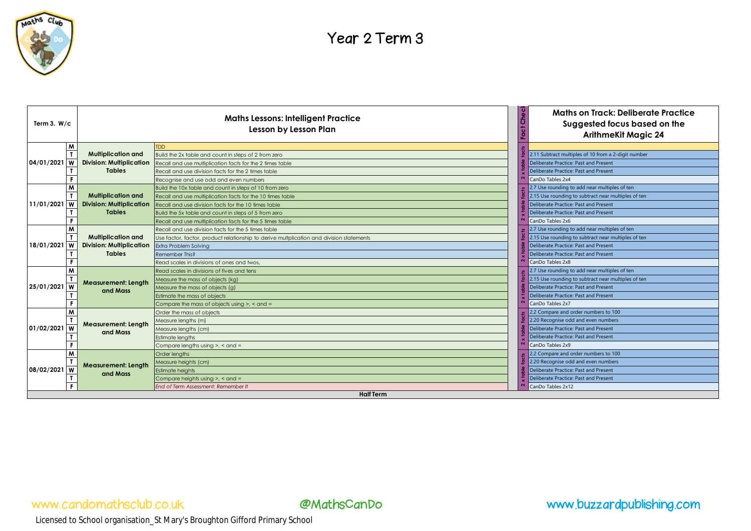# Year 2 Term 3

| Term 3. W/c | | Maths Lessons: Intelligent Practice Lesson by Lesson Plan | | Fact Check | Maths on Track: Deliberate Practice Suggested focus based on the ArithmeKit Magic 24 |
|---|---|---|---|---|---|
| 04/01/2021 | M | Multiplication and Division: Multiplication Tables | TDD | 2 x table facts | |
| | T | | Build the 2x table and count in steps of 2 from zero | | 2.11 Subtract multiples of 10 from a 2-digit number |
| | W | | Recall and use multiplication facts for the 2 times table | | Deliberate Practice: Past and Present |
| | T | | Recall and use division facts for the 2 times table | | Deliberate Practice: Past and Present |
| | F | | Recognise and use odd and even numbers | | CanDo Tables 2x4 |
| 11/01/2021 | M | Multiplication and Division: Multiplication Tables | Build the 10x table and count in steps of 10 from zero | 2 x table facts | 2.7 Use rounding to add near multiples of ten |
| | T | | Recall and use multiplication facts for the 10 times table | | 2.15 Use rounding to subtract near multiples of ten |
| | W | | Recall and use division facts for the 10 times table | | Deliberate Practice: Past and Present |
| | T | | Build the 5x table and count in steps of 5 from zero | | Deliberate Practice: Past and Present |
| | F | | Recall and use multiplication facts for the 5 times table | | CanDo Tables 2x6 |
| 18/01/2021 | M | Multiplication and Division: Multiplication Tables | Recall and use division facts for the 5 times table | 2 x table facts | 2.7 Use rounding to add near multiples of ten |
| | T | | Use factor, factor, product relationship to derive multplication and division statements | | 2.15 Use rounding to subtract near multiples of ten |
| | W | | Extra Problem Solving | | Deliberate Practice: Past and Present |
| | T | | Remember This? | | Deliberate Practice: Past and Present |
| | F | | Read scales in divisions of ones and twos. | | CanDo Tables 2x8 |
| 25/01/2021 | M | Measurement: Length and Mass | Read scales in divisions of fives and tens | 2 x table facts | 2.7 Use rounding to add near multiples of ten |
| | T | | Measure the mass of objects (kg) | | 2.15 Use rounding to subtract near multiples of ten |
| | W | | Measure the mass of objects (g) | | Deliberate Practice: Past and Present |
| | T | | Estimate the mass of objects | | Deliberate Practice: Past and Present |
| | F | | Compare the mass of objects using >, < and = | | CanDo Tables 2x7 |
| 01/02/2021 | M | Measurement: Length and Mass | Order the mass of objects | 2 x table facts | 2.2 Compare and order numbers to 100 |
| | T | | Measure lengths (m) | | 2.20 Recognise odd and even numbers |
| | W | | Measure lengths (cm) | | Deliberate Practice: Past and Present |
| | T | | Estimate lengths | | Deliberate Practice: Past and Present |
| | F | | Compare lengths using >, < and = | | CanDo Tables 2x9 |
| 08/02/2021 | M | Measurement: Length and Mass | Order lengths | 2 x table facts | 2.2 Compare and order numbers to 100 |
| | T | | Measure heights (cm) | | 2.20 Recognise odd and even numbers |
| | W | | Estimate heights | | Deliberate Practice: Past and Present |
| | T | | Compare heights using >, < and = | | Deliberate Practice: Past and Present |
| | F | | *End of Term Assessment: Remember It* | | CanDo Tables 2x12 |
| **Half Term** | | | | | |

www.candomathsclub.co.uk @MathsCanDo www.buzzardpublishing.com

Licensed to School organisation_St Mary's Broughton Gifford Primary School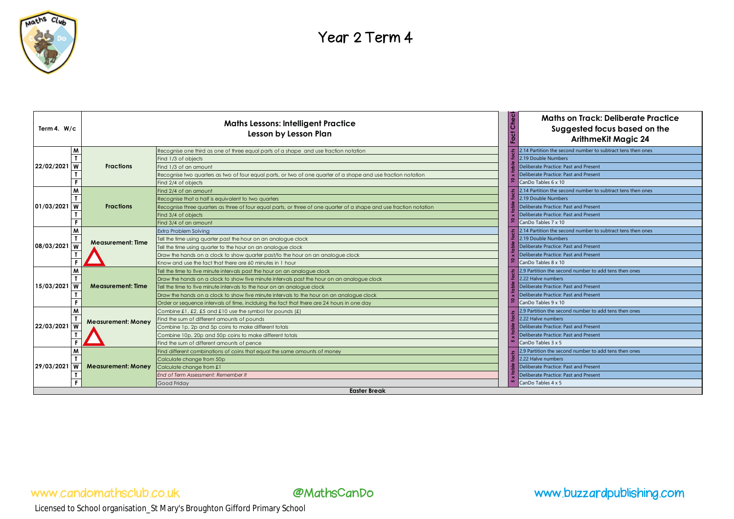# Year 2 Term 4

| Term 4. W/c | | Maths Lessons: Intelligent Practice Lesson by Lesson Plan | | Fact Check | Maths on Track: Deliberate Practice Suggested focus based on the ArithmeKit Magic 24 |
|---|---|---|---|---|---|
| 22/02/2021 | M | Fractions | Recognise one third as one of three equal parts of a shape and use fraction notation | 10 x table facts | 2.14 Partition the second number to subtract tens then ones |
| | T | | Find 1/3 of objects | | 2.19 Double Numbers |
| | W | | Find 1/3 of an amount | | Deliberate Practice: Past and Present |
| | T | | Recognise two quarters as two of four equal parts, or two of one quarter of a shape and use fraction notation | | Deliberate Practice: Past and Present |
| | F | | Find 2/4 of objects | | CanDo Tables 6 x 10 |
| 01/03/2021 | M | Fractions | Find 2/4 of an amount | 10 x table facts | 2.14 Partition the second number to subtract tens then ones |
| | T | | Recognise that a half is equivalent to two quarters | | 2.19 Double Numbers |
| | W | | Recognise three quarters as three of four equal parts, or three of one quarter of a shape and use fraction notation | | Deliberate Practice: Past and Present |
| | T | | Find 3/4 of objects | | Deliberate Practice: Past and Present |
| | F | | Find 3/4 of an amount | | CanDo Tables 7 x 10 |
| 08/03/2021 | M | Measurement: Time | Extra Problem Solving | 10 x table facts | 2.14 Partition the second number to subtract tens then ones |
| | T | | Tell the time using quarter past the hour on an analogue clock | | 2.19 Double Numbers |
| | W | | Tell the time using quarter to the hour on an analogue clock | | Deliberate Practice: Past and Present |
| | T | | Draw the hands on a clock to show quarter past/to the hour on an analogue clock | | Deliberate Practice: Past and Present |
| | F | | Know and use the fact that there are 60 minutes in 1 hour | | CanDo Tables 8 x 10 |
| 15/03/2021 | M | Measurement: Time | Tell the time to five minute intervals past the hour on an analogue clock | 10 x table facts | 2.9 Partition the second number to add tens then ones |
| | T | | Draw the hands on a clock to show five minute intervals past the hour on an analogue clock | | 2.22 Halve numbers |
| | W | | Tell the time to five minute intervals to the hour on an analogue clock | | Deliberate Practice: Past and Present |
| | T | | Draw the hands on a clock to show five minute intervals to the hour on an analogue clock | | Deliberate Practice: Past and Present |
| | F | | Order or sequence intervals of time, incliding the fact that there are 24 hours in one day | | CanDo Tables 9 x 10 |
| 22/03/2021 | M | Measurement: Money | Combine £1, £2, £5 and £10 use the symbol for pounds (£) | 5 x table facts | 2.9 Partition the second number to add tens then ones |
| | T | | Find the sum of different amounts of pounds | | 2.22 Halve numbers |
| | W | | Combine 1p, 2p and 5p coins to make different totals | | Deliberate Practice: Past and Present |
| | T | | Combine 10p, 20p and 50p coins to make different totals | | Deliberate Practice: Past and Present |
| | F | | Find the sum of different amounts of pence | | CanDo Tables 3 x 5 |
| 29/03/2021 | M | Measurement: Money | Find different combinations of coins that equal the same amounts of money | 5 x table facts | 2.9 Partition the second number to add tens then ones |
| | T | | Calculate change from 50p | | 2.22 Halve numbers |
| | W | | Calculate change from £1 | | Deliberate Practice: Past and Present |
| | T | | *End of Term Assessment: Remember It* | | Deliberate Practice: Past and Present |
| | F | | Good Friday | | CanDo Tables 4 x 5 |
| Easter Break | | | | | |

www.candomathsclub.co.uk @MathsCanDo www.buzzardpublishing.com

Licensed to School organisation_St Mary's Broughton Gifford Primary School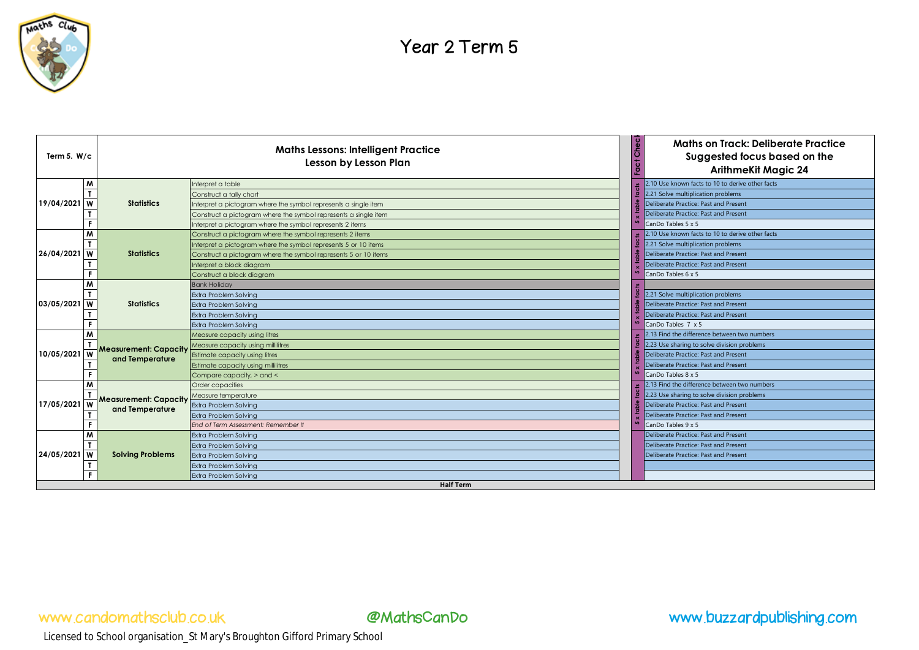# Year 2 Term 5

| Term 5. W/c | | | Maths Lessons: Intelligent Practice Lesson by Lesson Plan | Fact Check | Maths on Track: Deliberate Practice Suggested focus based on the ArithmeKit Magic 24 |
|---|---|---|---|---|---|
| 19/04/2021 | M | Statistics | Interpret a table | 5 x table facts | 2.10 Use known facts to 10 to derive other facts |
| | T | | Construct a tally chart | | 2.21 Solve multiplication problems |
| | W | | Interpret a pictogram where the symbol represents a single item | | Deliberate Practice: Past and Present |
| | T | | Construct a pictogram where the symbol represents a single item | | Deliberate Practice: Past and Present |
| | F | | Interpret a pictogram where the symbol represents 2 items | | CanDo Tables 5 x 5 |
| 26/04/2021 | M | Statistics | Construct a pictogram where the symbol represents 2 items | 5 x table facts | 2.10 Use known facts to 10 to derive other facts |
| | T | | Interpret a pictogram where the symbol represents 5 or 10 items | | 2.21 Solve multiplication problems |
| | W | | Construct a pictogram where the symbol represents 5 or 10 items | | Deliberate Practice: Past and Present |
| | T | | Interpret a block diagram | | Deliberate Practice: Past and Present |
| | F | | Construct a block diagram | | CanDo Tables 6 x 5 |
| 03/05/2021 | M | Statistics | Bank Holiday | 5 x table facts | |
| | T | | Extra Problem Solving | | 2.21 Solve multiplication problems |
| | W | | Extra Problem Solving | | Deliberate Practice: Past and Present |
| | T | | Extra Problem Solving | | Deliberate Practice: Past and Present |
| | F | | Extra Problem Solving | | CanDo Tables 7 x 5 |
| 10/05/2021 | M | Measurement: Capacity and Temperature | Measure capacity using litres | 5 x table facts | 2.13 Find the difference between two numbers |
| | T | | Measure capacity using millilitres | | 2.23 Use sharing to solve division problems |
| | W | | Estimate capacity using litres | | Deliberate Practice: Past and Present |
| | T | | Estimate capacity using millilitres | | Deliberate Practice: Past and Present |
| | F | | Compare capacity, > and < | | CanDo Tables 8 x 5 |
| 17/05/2021 | M | Measurement: Capacity and Temperature | Order capacities | 5 x table facts | 2.13 Find the difference between two numbers |
| | T | | Measure temperature | | 2.23 Use sharing to solve division problems |
| | W | | Extra Problem Solving | | Deliberate Practice: Past and Present |
| | T | | Extra Problem Solving | | Deliberate Practice: Past and Present |
| | F | | *End of Term Assessment: Remember It* | | CanDo Tables 9 x 5 |
| 24/05/2021 | M | Solving Problems | Extra Problem Solving | | Deliberate Practice: Past and Present |
| | T | | Extra Problem Solving | | Deliberate Practice: Past and Present |
| | W | | Extra Problem Solving | | Deliberate Practice: Past and Present |
| | T | | Extra Problem Solving | | |
| | F | | Extra Problem Solving | | |
| Half Term | | | | | |

www.candomathsclub.co.uk @MathsCanDo www.buzzardpublishing.com

Licensed to School organisation_St Mary's Broughton Gifford Primary School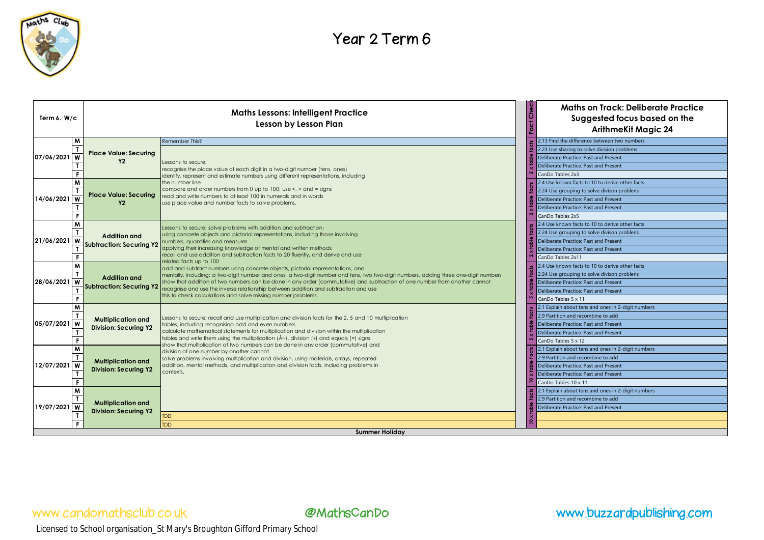# Year 2 Term 6

| Term 6. W/c | | Maths Lessons: Intelligent Practice<br>Lesson by Lesson Plan | | Fact Check | Maths on Track: Deliberate Practice<br>Suggested focus based on the<br>ArithmeKit Magic 24 |
|---|---|---|---|---|---|
| 07/06/2021 | M | Place Value: Securing Y2 | Remember This? | 2 x table facts | 2.13 Find the difference between two numbers |
| | T | | Lessons to secure:<br>recognise the place value of each digit in a two-digit number (tens, ones)<br>identify, represent and estimate numbers using different representations, including the number line<br>compare and order numbers from 0 up to 100; use <, > and = signs<br>read and write numbers to at least 100 in numerals and in words<br>use place value and number facts to solve problems. | | 2.23 Use sharing to solve division problems |
| | W | | | | Deliberate Practice: Past and Present |
| | T | | | | Deliberate Practice: Past and Present |
| | F | | | | CanDo Tables 2x3 |
| 14/06/2021 | M | Place Value: Securing Y2 | | 2 x table facts | 2.4 Use known facts to 10 to derive other facts |
| | T | | | | 2.24 Use grouping to solve divison problems |
| | W | | | | Deliberate Practice: Past and Present |
| | T | | | | Deliberate Practice: Past and Present |
| | F | | | | CanDo Tables 2x5 |
| 21/06/2021 | M | Addition and Subtraction: Securing Y2 | Lessons to secure: solve problems with addition and subtraction:<br>using concrete objects and pictorial representations, including those involving numbers, quantities and measures<br>applying their increasing knowledge of mental and written methods<br>recall and use addition and subtraction facts to 20 fluently, and derive and use related facts up to 100<br>add and subtract numbers using concrete objects, pictorial representations, and mentally, including: a two-digit number and ones, a two-digit number and tens, two two-digit numbers, adding three one-digit numbers<br>show that addition of two numbers can be done in any order (commutative) and subtraction of one number from another cannot<br>recognise and use the inverse relationship between addition and subtraction and use this to check calculations and solve missing number problems. | 2 x table facts | 2.4 Use known facts to 10 to derive other facts |
| | T | | | | 2.24 Use grouping to solve divison problems |
| | W | | | | Deliberate Practice: Past and Present |
| | T | | | | Deliberate Practice: Past and Present |
| | F | | | | CanDo Tables 2x11 |
| 28/06/2021 | M | Addition and Subtraction: Securing Y2 | | 5 x table facts | 2.4 Use known facts to 10 to derive other facts |
| | T | | | | 2.24 Use grouping to solve divison problems |
| | W | | | | Deliberate Practice: Past and Present |
| | T | | | | Deliberate Practice: Past and Present |
| | F | | | | CanDo Tables 5 x 11 |
| 05/07/2021 | M | Multiplication and Division: Securing Y2 | Lessons to secure: recall and use multiplication and division facts for the 2, 5 and 10 multiplication tables, including recognising odd and even numbers<br>calculate mathematical statements for multiplication and division within the multiplication tables and write them using the multiplication (Ã–), division (÷) and equals (=) signs<br>show that multiplication of two numbers can be done in any order (commutative) and division of one number by another cannot<br>solve problems involving multiplication and division, using materials, arrays, repeated addition, mental methods, and multiplication and division facts, including problems in contexts. | 5 x table facts | 2.1 Explain about tens and ones in 2-digit numbers |
| | T | | | | 2.9 Partition and recombine to add |
| | W | | | | Deliberate Practice: Past and Present |
| | T | | | | Deliberate Practice: Past and Present |
| | F | | | | CanDo Tables 5 x 12 |
| 12/07/2021 | M | Multiplication and Division: Securing Y2 | | 10 x table facts | 2.1 Explain about tens and ones in 2-digit numbers |
| | T | | | | 2.9 Partition and recombine to add |
| | W | | | | Deliberate Practice: Past and Present |
| | T | | | | Deliberate Practice: Past and Present |
| | F | | | | CanDo Tables 10 x 11 |
| 19/07/2021 | M | Multiplication and Division: Securing Y2 | | 10 x table facts | 2.1 Explain about tens and ones in 2-digit numbers |
| | T | | | | 2.9 Partition and recombine to add |
| | W | | | | Deliberate Practice: Past and Present |
| | T | | TDD | | |
| | F | | TDD | | |
| Summer Holiday | | | | | |

www.candomathsclub.co.uk @MathsCanDo www.buzzardpublishing.com

Licensed to School organisation_St Mary's Broughton Gifford Primary School